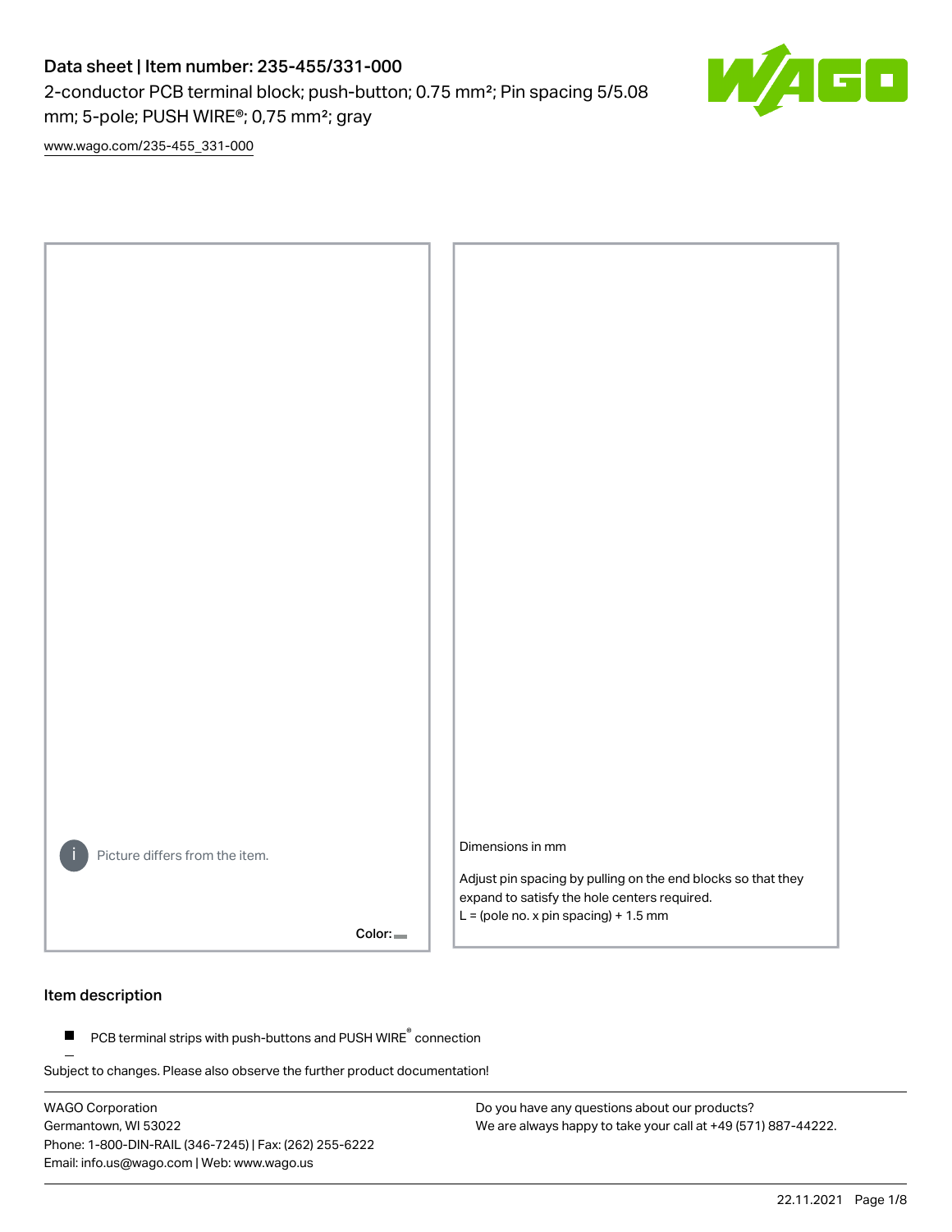# Data sheet | Item number: 235-455/331-000

2-conductor PCB terminal block; push-button; 0.75 mm²; Pin spacing 5/5.08 mm; 5-pole; PUSH WIRE®; 0,75 mm²; gray

www.wago.com/235-455_331-000

Picture differs from the item.

Color:

Dimensions in mm

Adjust pin spacing by pulling on the end blocks so that they expand to satisfy the hole centers required.
L = (pole no. x pin spacing) + 1.5 mm

## Item description

- PCB terminal strips with push-buttons and PUSH WIRE® connection

Subject to changes. Please also observe the further product documentation!

WAGO Corporation
Germantown, WI 53022
Phone: 1-800-DIN-RAIL (346-7245) | Fax: (262) 255-6222
Email: info.us@wago.com | Web: www.wago.us

Do you have any questions about our products?
We are always happy to take your call at +49 (571) 887-44222.

22.11.2021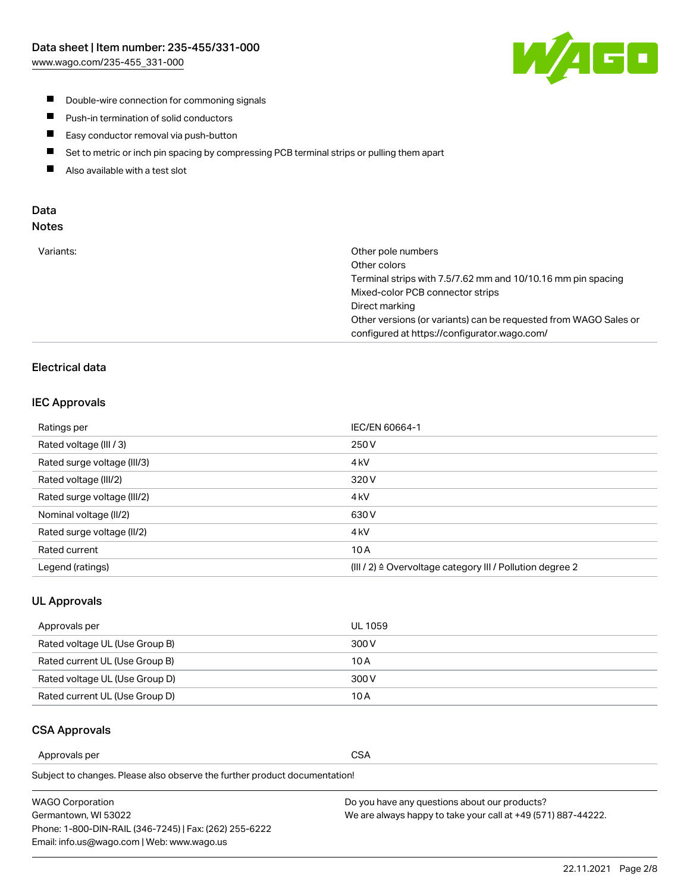- Double-wire connection for commoning signals
- Push-in termination of solid conductors
- Easy conductor removal via push-button
- Set to metric or inch pin spacing by compressing PCB terminal strips or pulling them apart
- Also available with a test slot

## Data

### Notes

| | |
|---|---|
| Variants: | Other pole numbers<br>Other colors<br>Terminal strips with 7.5/7.62 mm and 10/10.16 mm pin spacing<br>Mixed-color PCB connector strips<br>Direct marking<br>Other versions (or variants) can be requested from WAGO Sales or configured at https://configurator.wago.com/ |

### Electrical data

#### IEC Approvals

| | |
|---|---|
| Ratings per | IEC/EN 60664-1 |
| Rated voltage (III / 3) | 250 V |
| Rated surge voltage (III/3) | 4 kV |
| Rated voltage (III/2) | 320 V |
| Rated surge voltage (III/2) | 4 kV |
| Nominal voltage (II/2) | 630 V |
| Rated surge voltage (II/2) | 4 kV |
| Rated current | 10 A |
| Legend (ratings) | (III / 2) ≙ Overvoltage category III / Pollution degree 2 |

#### UL Approvals

| | |
|---|---|
| Approvals per | UL 1059 |
| Rated voltage UL (Use Group B) | 300 V |
| Rated current UL (Use Group B) | 10 A |
| Rated voltage UL (Use Group D) | 300 V |
| Rated current UL (Use Group D) | 10 A |

#### CSA Approvals

| | |
|---|---|
| Approvals per | CSA |

Subject to changes. Please also observe the further product documentation!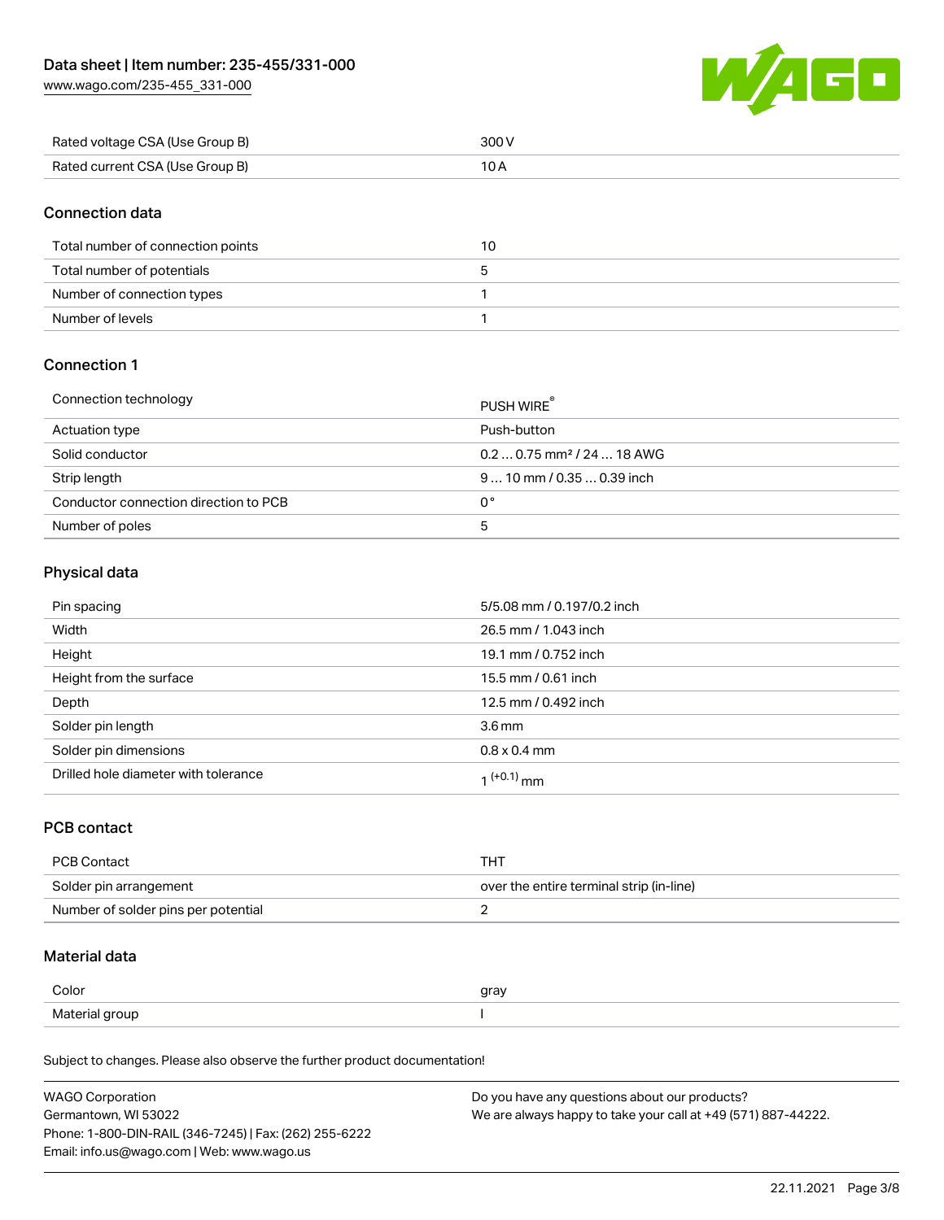| Rated voltage CSA (Use Group B) | 300 V |
| --- | --- |
| Rated current CSA (Use Group B) | 10 A |

## Connection data

| Total number of connection points | 10 |
| --- | --- |
| Total number of potentials | 5 |
| Number of connection types | 1 |
| Number of levels | 1 |

## Connection 1

| Connection technology | PUSH WIRE® |
| --- | --- |
| Actuation type | Push-button |
| Solid conductor | 0.2 … 0.75 mm² / 24 … 18 AWG |
| Strip length | 9 … 10 mm / 0.35 … 0.39 inch |
| Conductor connection direction to PCB | 0° |
| Number of poles | 5 |

## Physical data

| Pin spacing | 5/5.08 mm / 0.197/0.2 inch |
| --- | --- |
| Width | 26.5 mm / 1.043 inch |
| Height | 19.1 mm / 0.752 inch |
| Height from the surface | 15.5 mm / 0.61 inch |
| Depth | 12.5 mm / 0.492 inch |
| Solder pin length | 3.6 mm |
| Solder pin dimensions | 0.8 x 0.4 mm |
| Drilled hole diameter with tolerance | $1^{(+0.1)}$ mm |

## PCB contact

| PCB Contact | THT |
| --- | --- |
| Solder pin arrangement | over the entire terminal strip (in-line) |
| Number of solder pins per potential | 2 |

## Material data

| Color | gray |
| --- | --- |
| Material group | I |

Subject to changes. Please also observe the further product documentation!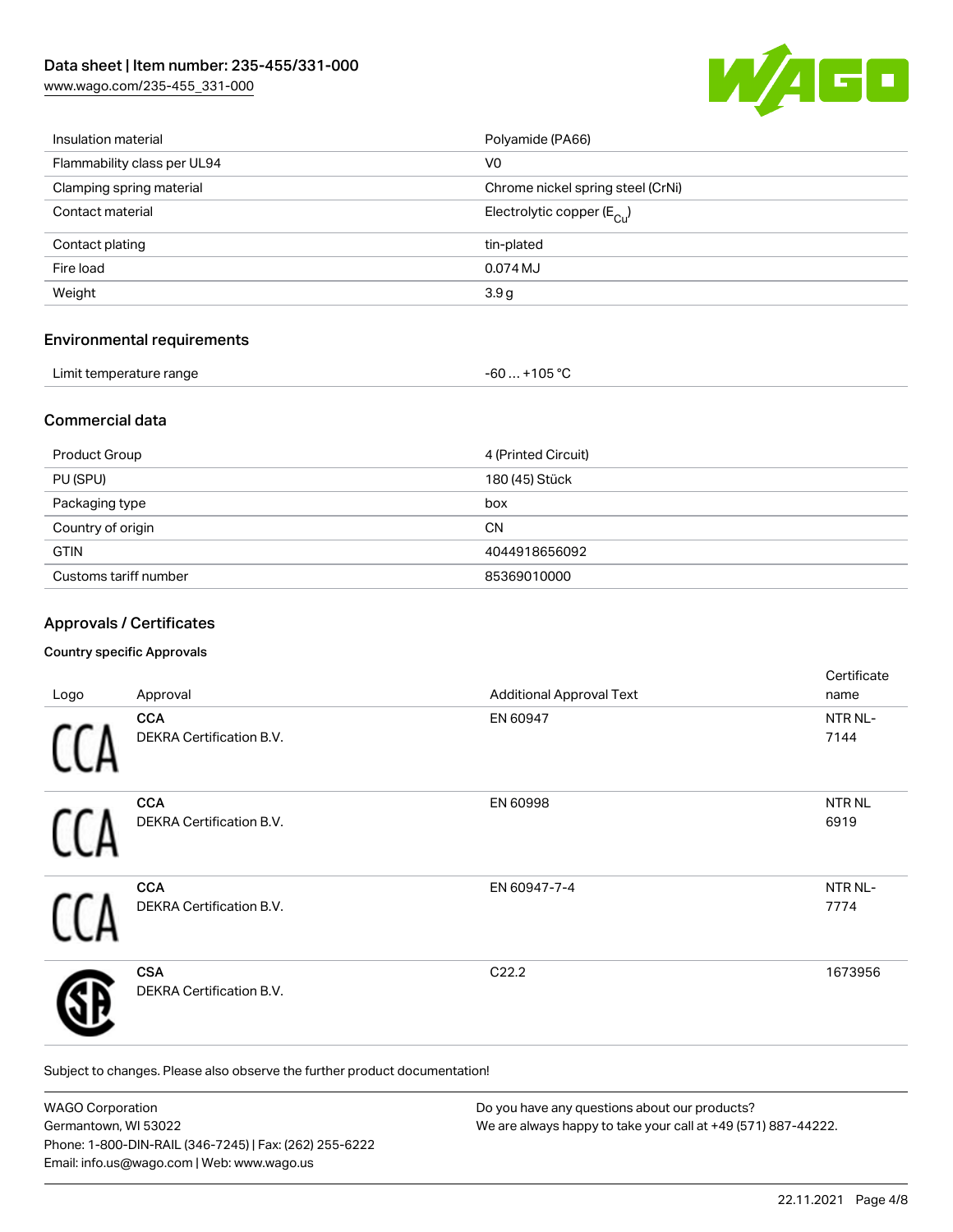| Insulation material | Polyamide (PA66) |
| --- | --- |
| Flammability class per UL94 | V0 |
| Clamping spring material | Chrome nickel spring steel (CrNi) |
| Contact material | Electrolytic copper ($E_{Cu}$) |
| Contact plating | tin-plated |
| Fire load | 0.074 MJ |
| Weight | 3.9 g |

## Environmental requirements

| Limit temperature range | -60 … +105 °C |
| --- | --- |

## Commercial data

| Product Group | 4 (Printed Circuit) |
| --- | --- |
| PU (SPU) | 180 (45) Stück |
| Packaging type | box |
| Country of origin | CN |
| GTIN | 4044918656092 |
| Customs tariff number | 85369010000 |

## Approvals / Certificates

### Country specific Approvals

| Logo | Approval | Additional Approval Text | Certificate name |
| --- | --- | --- | --- |
| | **CCA**<br>DEKRA Certification B.V. | EN 60947 | NTR NL-7144 |
| | **CCA**<br>DEKRA Certification B.V. | EN 60998 | NTR NL 6919 |
| | **CCA**<br>DEKRA Certification B.V. | EN 60947-7-4 | NTR NL-7774 |
| | **CSA**<br>DEKRA Certification B.V. | C22.2 | 1673956 |

Subject to changes. Please also observe the further product documentation!

WAGO Corporation
Germantown, WI 53022
Phone: 1-800-DIN-RAIL (346-7245) | Fax: (262) 255-6222
Email: info.us@wago.com | Web: www.wago.us

Do you have any questions about our products?
We are always happy to take your call at +49 (571) 887-44222.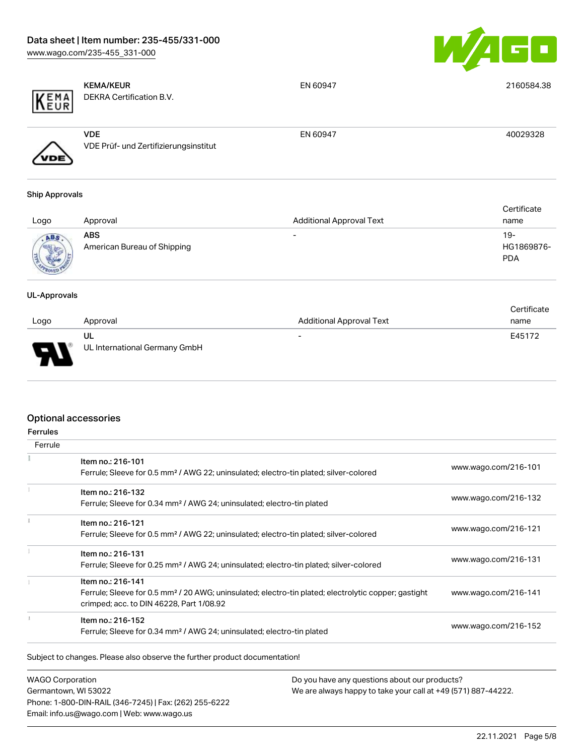| Logo | Approval | Additional Approval Text | Certificate name |
| --- | --- | --- | --- |
| | **KEMA/KEUR**<br>DEKRA Certification B.V. | EN 60947 | 2160584.38 |
| | **VDE**<br>VDE Prüf- und Zertifizierungsinstitut | EN 60947 | 40029328 |

### Ship Approvals

| Logo | Approval | Additional Approval Text | Certificate name |
| --- | --- | --- | --- |
| | **ABS**<br>American Bureau of Shipping | - | 19-HG1869876-PDA |

### UL-Approvals

| Logo | Approval | Additional Approval Text | Certificate name |
| --- | --- | --- | --- |
| | **UL**<br>UL International Germany GmbH | - | E45172 |

## Optional accessories

### Ferrules

| Ferrule | | |
| --- | --- | --- |
| | Item no.: 216-101<br>Ferrule; Sleeve for 0.5 mm² / AWG 22; uninsulated; electro-tin plated; silver-colored | www.wago.com/216-101 |
| | Item no.: 216-132<br>Ferrule; Sleeve for 0.34 mm² / AWG 24; uninsulated; electro-tin plated | www.wago.com/216-132 |
| | Item no.: 216-121<br>Ferrule; Sleeve for 0.5 mm² / AWG 22; uninsulated; electro-tin plated; silver-colored | www.wago.com/216-121 |
| | Item no.: 216-131<br>Ferrule; Sleeve for 0.25 mm² / AWG 24; uninsulated; electro-tin plated; silver-colored | www.wago.com/216-131 |
| | Item no.: 216-141<br>Ferrule; Sleeve for 0.5 mm² / 20 AWG; uninsulated; electro-tin plated; electrolytic copper; gastight crimped; acc. to DIN 46228, Part 1/08.92 | www.wago.com/216-141 |
| | Item no.: 216-152<br>Ferrule; Sleeve for 0.34 mm² / AWG 24; uninsulated; electro-tin plated | www.wago.com/216-152 |

Subject to changes. Please also observe the further product documentation!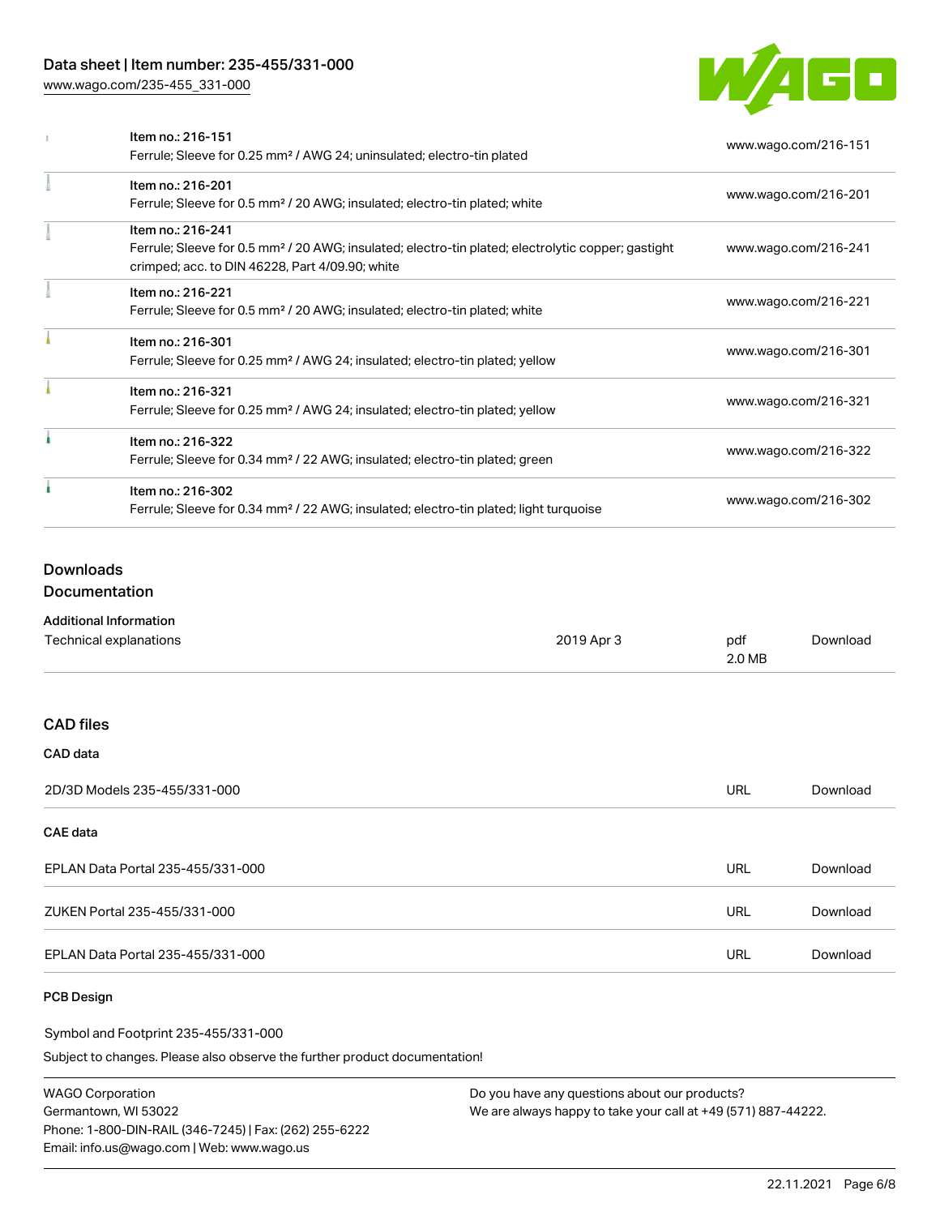| Item | URL |
| --- | --- |
| Item no.: 216-151<br>Ferrule; Sleeve for 0.25 mm² / AWG 24; uninsulated; electro-tin plated | www.wago.com/216-151 |
| Item no.: 216-201<br>Ferrule; Sleeve for 0.5 mm² / 20 AWG; insulated; electro-tin plated; white | www.wago.com/216-201 |
| Item no.: 216-241<br>Ferrule; Sleeve for 0.5 mm² / 20 AWG; insulated; electro-tin plated; electrolytic copper; gastight crimped; acc. to DIN 46228, Part 4/09.90; white | www.wago.com/216-241 |
| Item no.: 216-221<br>Ferrule; Sleeve for 0.5 mm² / 20 AWG; insulated; electro-tin plated; white | www.wago.com/216-221 |
| Item no.: 216-301<br>Ferrule; Sleeve for 0.25 mm² / AWG 24; insulated; electro-tin plated; yellow | www.wago.com/216-301 |
| Item no.: 216-321<br>Ferrule; Sleeve for 0.25 mm² / AWG 24; insulated; electro-tin plated; yellow | www.wago.com/216-321 |
| Item no.: 216-322<br>Ferrule; Sleeve for 0.34 mm² / 22 AWG; insulated; electro-tin plated; green | www.wago.com/216-322 |
| Item no.: 216-302<br>Ferrule; Sleeve for 0.34 mm² / 22 AWG; insulated; electro-tin plated; light turquoise | www.wago.com/216-302 |

## Downloads

### Documentation

**Additional Information**

| Document | Date | Format | |
| --- | --- | --- | --- |
| Technical explanations | 2019 Apr 3 | pdf<br>2.0 MB | Download |

### CAD files

**CAD data**

| | | |
| --- | --- | --- |
| 2D/3D Models 235-455/331-000 | URL | Download |

**CAE data**

| | | |
| --- | --- | --- |
| EPLAN Data Portal 235-455/331-000 | URL | Download |
| ZUKEN Portal 235-455/331-000 | URL | Download |
| EPLAN Data Portal 235-455/331-000 | URL | Download |

**PCB Design**

Symbol and Footprint 235-455/331-000

Subject to changes. Please also observe the further product documentation!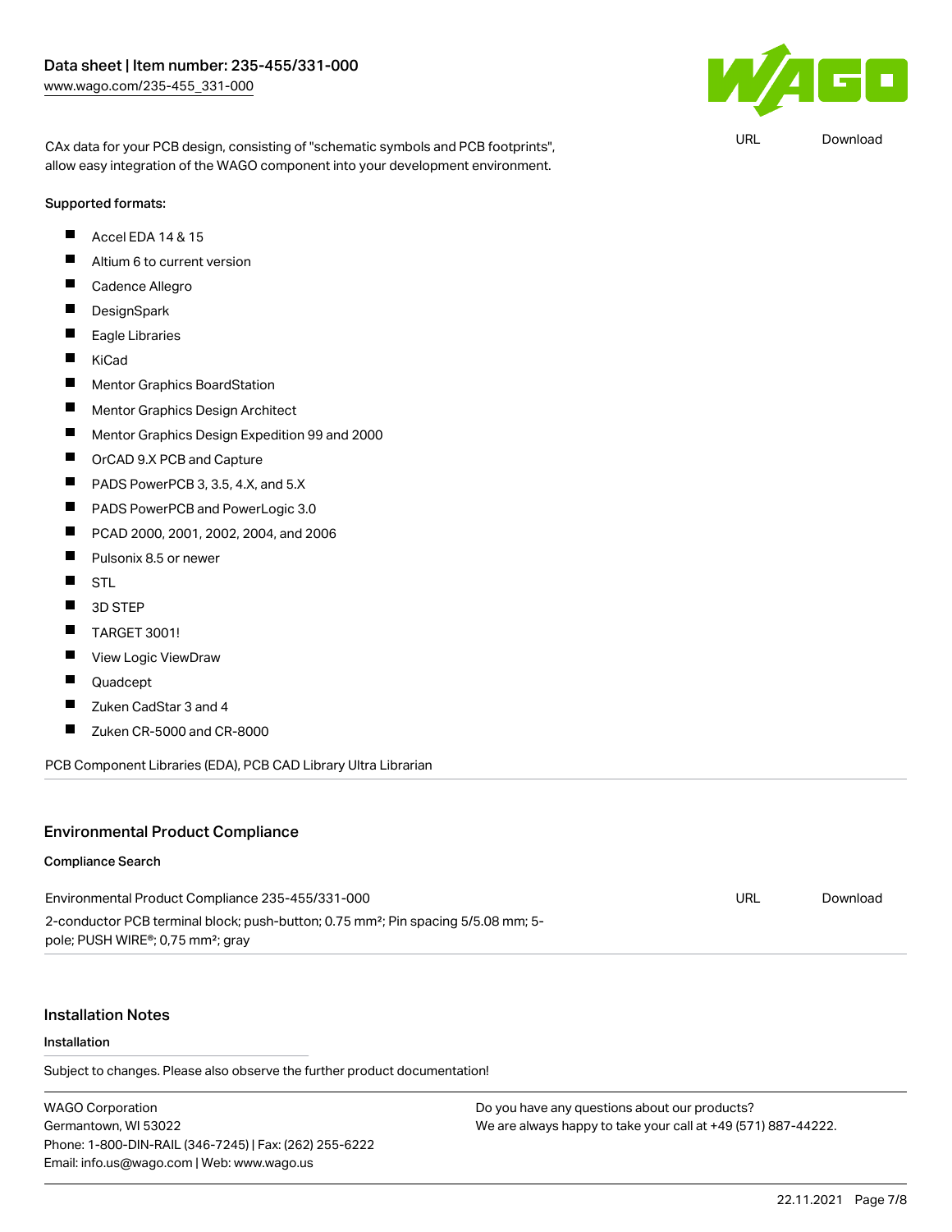CAx data for your PCB design, consisting of "schematic symbols and PCB footprints", allow easy integration of the WAGO component into your development environment.

URL Download

Supported formats:

- Accel EDA 14 & 15
- Altium 6 to current version
- Cadence Allegro
- DesignSpark
- Eagle Libraries
- KiCad
- Mentor Graphics BoardStation
- Mentor Graphics Design Architect
- Mentor Graphics Design Expedition 99 and 2000
- OrCAD 9.X PCB and Capture
- PADS PowerPCB 3, 3.5, 4.X, and 5.X
- PADS PowerPCB and PowerLogic 3.0
- PCAD 2000, 2001, 2002, 2004, and 2006
- Pulsonix 8.5 or newer
- STL
- 3D STEP
- TARGET 3001!
- View Logic ViewDraw
- Quadcept
- Zuken CadStar 3 and 4
- Zuken CR-5000 and CR-8000

PCB Component Libraries (EDA), PCB CAD Library Ultra Librarian

## Environmental Product Compliance

### Compliance Search

Environmental Product Compliance 235-455/331-000 URL Download

2-conductor PCB terminal block; push-button; 0.75 mm²; Pin spacing 5/5.08 mm; 5-pole; PUSH WIRE®; 0,75 mm²; gray

## Installation Notes

### Installation

Subject to changes. Please also observe the further product documentation!

WAGO Corporation
Germantown, WI 53022
Phone: 1-800-DIN-RAIL (346-7245) | Fax: (262) 255-6222
Email: info.us@wago.com | Web: www.wago.us

Do you have any questions about our products?
We are always happy to take your call at +49 (571) 887-44222.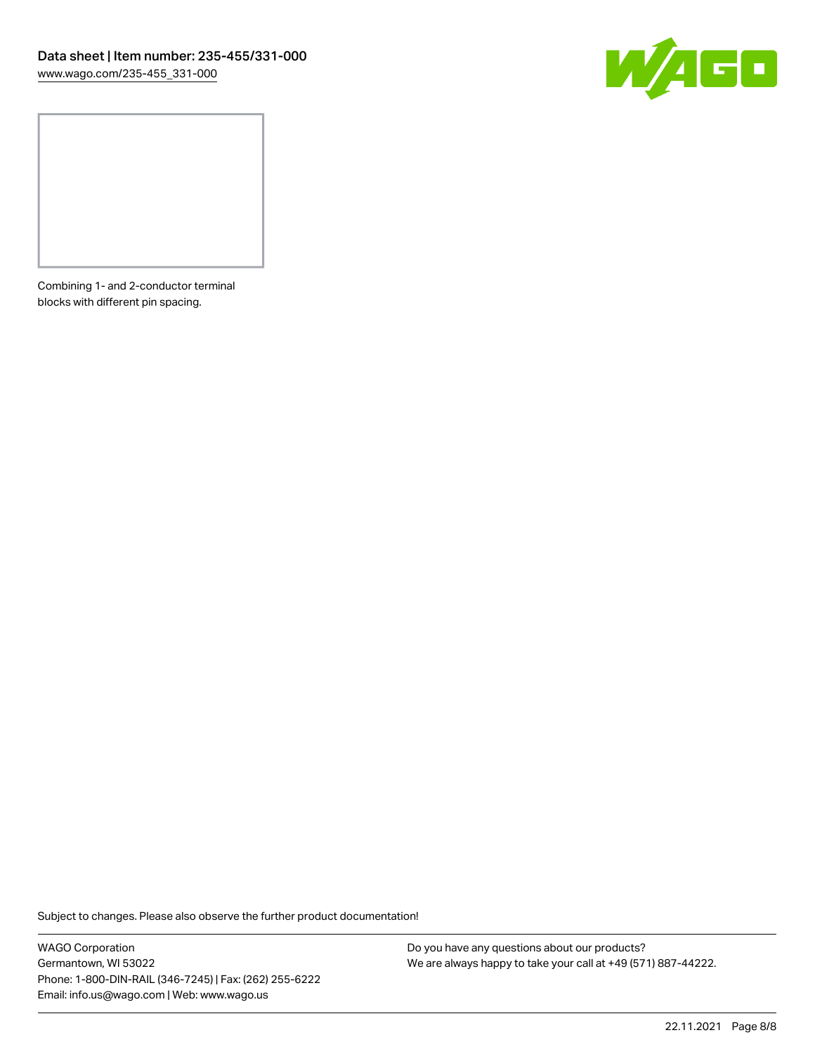Combining 1- and 2-conductor terminal blocks with different pin spacing.

Subject to changes. Please also observe the further product documentation!

WAGO Corporation
Germantown, WI 53022
Phone: 1-800-DIN-RAIL (346-7245) | Fax: (262) 255-6222
Email: info.us@wago.com | Web: www.wago.us

Do you have any questions about our products?
We are always happy to take your call at +49 (571) 887-44222.